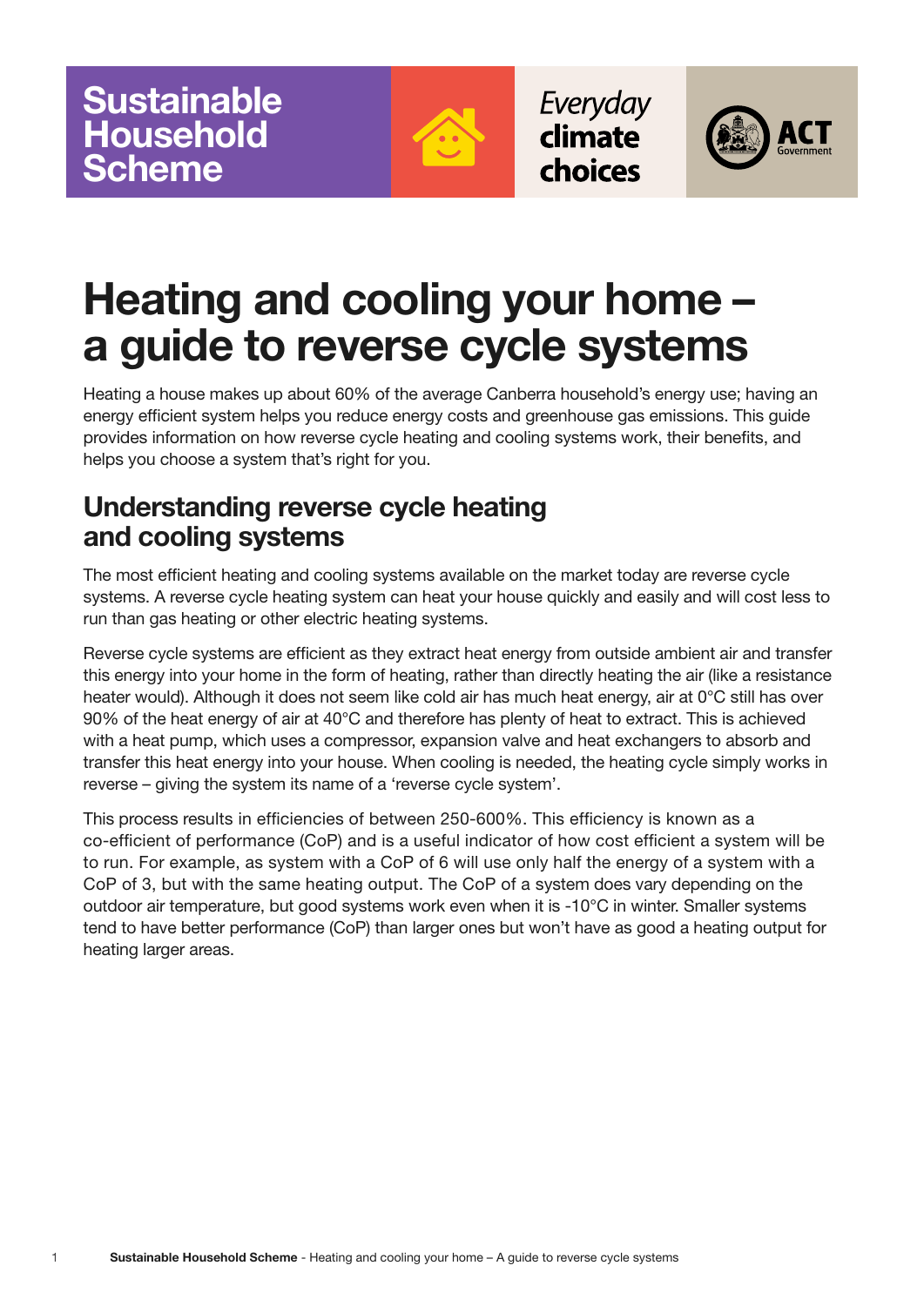Sustainable Household Scheme

*Everyday* **climate choices**

ACT Government

# Heating and cooling your home – a guide to reverse cycle systems

Heating a house makes up about 60% of the average Canberra household's energy use; having an energy efficient system helps you reduce energy costs and greenhouse gas emissions. This guide provides information on how reverse cycle heating and cooling systems work, their benefits, and helps you choose a system that's right for you.

## Understanding reverse cycle heating and cooling systems

The most efficient heating and cooling systems available on the market today are reverse cycle systems. A reverse cycle heating system can heat your house quickly and easily and will cost less to run than gas heating or other electric heating systems.

Reverse cycle systems are efficient as they extract heat energy from outside ambient air and transfer this energy into your home in the form of heating, rather than directly heating the air (like a resistance heater would). Although it does not seem like cold air has much heat energy, air at 0°C still has over 90% of the heat energy of air at 40°C and therefore has plenty of heat to extract. This is achieved with a heat pump, which uses a compressor, expansion valve and heat exchangers to absorb and transfer this heat energy into your house. When cooling is needed, the heating cycle simply works in reverse – giving the system its name of a 'reverse cycle system'.

This process results in efficiencies of between 250-600%. This efficiency is known as a co-efficient of performance (CoP) and is a useful indicator of how cost efficient a system will be to run. For example, as system with a CoP of 6 will use only half the energy of a system with a CoP of 3, but with the same heating output. The CoP of a system does vary depending on the outdoor air temperature, but good systems work even when it is -10°C in winter. Smaller systems tend to have better performance (CoP) than larger ones but won't have as good a heating output for heating larger areas.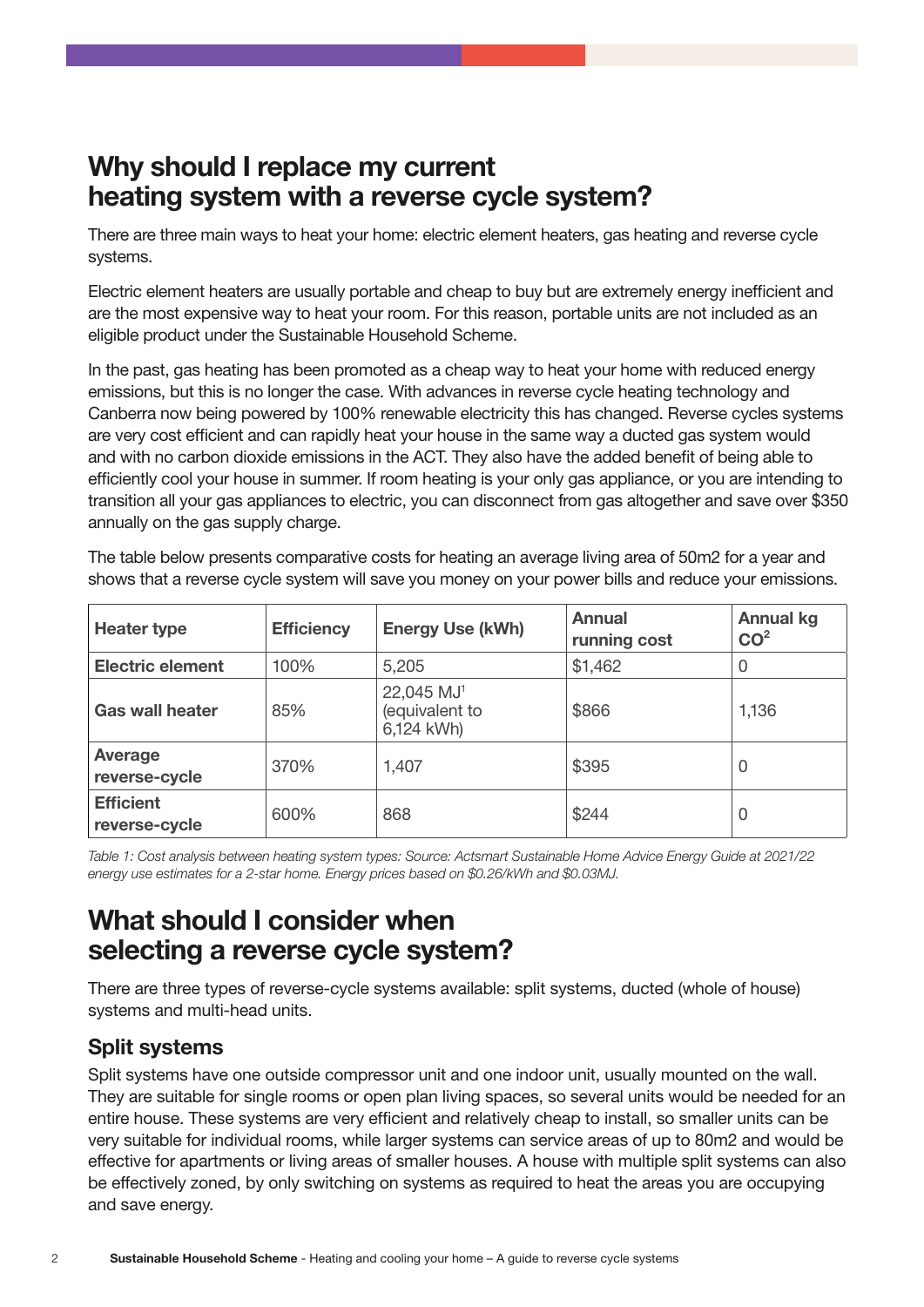## Why should I replace my current heating system with a reverse cycle system?

There are three main ways to heat your home: electric element heaters, gas heating and reverse cycle systems.

Electric element heaters are usually portable and cheap to buy but are extremely energy inefficient and are the most expensive way to heat your room. For this reason, portable units are not included as an eligible product under the Sustainable Household Scheme.

In the past, gas heating has been promoted as a cheap way to heat your home with reduced energy emissions, but this is no longer the case. With advances in reverse cycle heating technology and Canberra now being powered by 100% renewable electricity this has changed. Reverse cycles systems are very cost efficient and can rapidly heat your house in the same way a ducted gas system would and with no carbon dioxide emissions in the ACT. They also have the added benefit of being able to efficiently cool your house in summer. If room heating is your only gas appliance, or you are intending to transition all your gas appliances to electric, you can disconnect from gas altogether and save over $350 annually on the gas supply charge.

The table below presents comparative costs for heating an average living area of 50m2 for a year and shows that a reverse cycle system will save you money on your power bills and reduce your emissions.

| Heater type | Efficiency | Energy Use (kWh) | Annual running cost | Annual kg $CO^2$ |
|---|---|---|---|---|
| **Electric element** | 100% | 5,205 | $1,462 | 0 |
| **Gas wall heater** | 85% | 22,045 MJ[1] (equivalent to 6,124 kWh) | $866 | 1,136 |
| **Average reverse-cycle** | 370% | 1,407 | $395 | 0 |
| **Efficient reverse-cycle** | 600% | 868 | $244 | 0 |

*Table 1: Cost analysis between heating system types: Source: Actsmart Sustainable Home Advice Energy Guide at 2021/22 energy use estimates for a 2-star home. Energy prices based on $0.26/kWh and $0.03MJ.*

## What should I consider when selecting a reverse cycle system?

There are three types of reverse-cycle systems available: split systems, ducted (whole of house) systems and multi-head units.

### Split systems

Split systems have one outside compressor unit and one indoor unit, usually mounted on the wall. They are suitable for single rooms or open plan living spaces, so several units would be needed for an entire house. These systems are very efficient and relatively cheap to install, so smaller units can be very suitable for individual rooms, while larger systems can service areas of up to 80m2 and would be effective for apartments or living areas of smaller houses. A house with multiple split systems can also be effectively zoned, by only switching on systems as required to heat the areas you are occupying and save energy.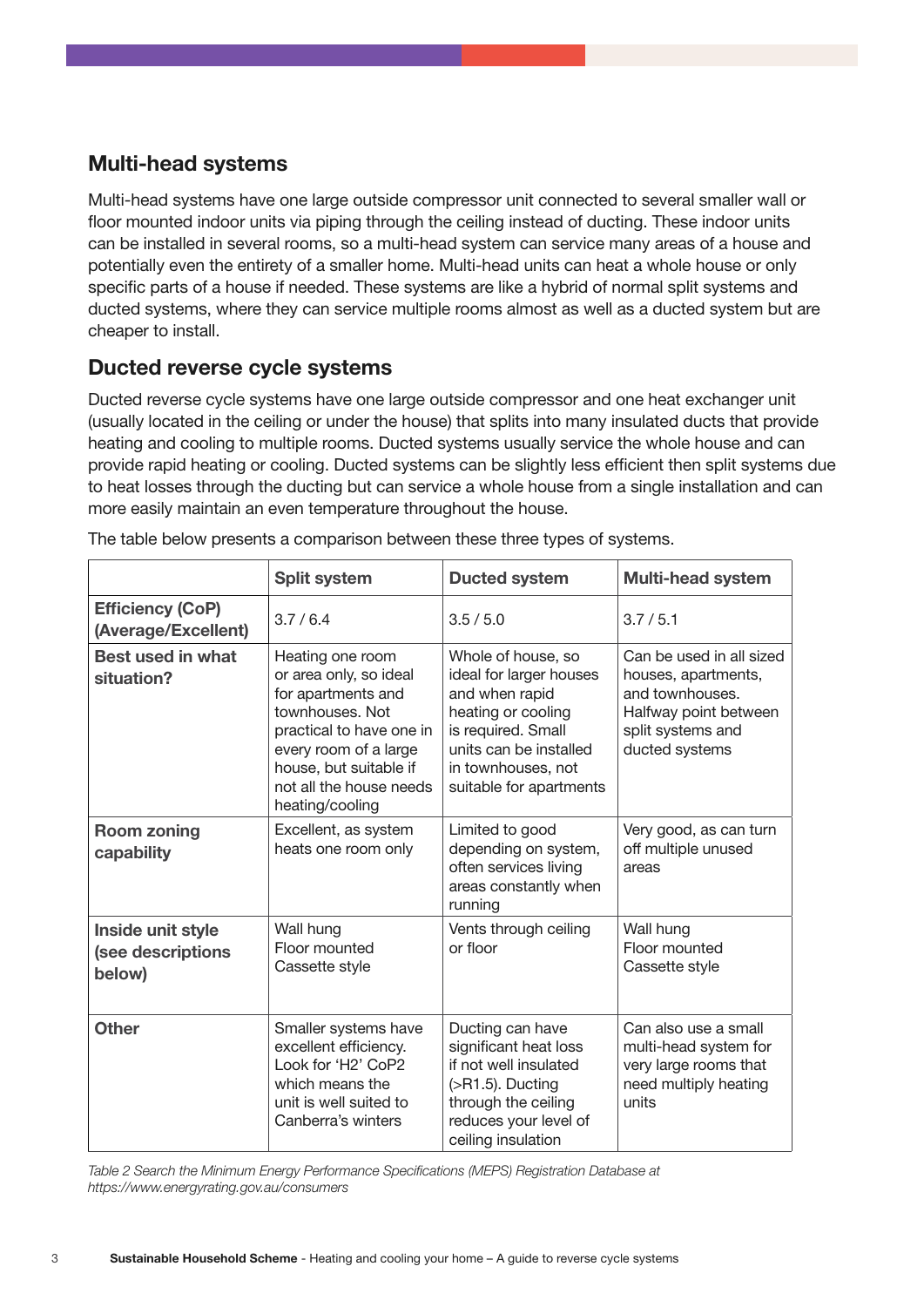## Multi-head systems

Multi-head systems have one large outside compressor unit connected to several smaller wall or floor mounted indoor units via piping through the ceiling instead of ducting. These indoor units can be installed in several rooms, so a multi-head system can service many areas of a house and potentially even the entirety of a smaller home. Multi-head units can heat a whole house or only specific parts of a house if needed. These systems are like a hybrid of normal split systems and ducted systems, where they can service multiple rooms almost as well as a ducted system but are cheaper to install.

## Ducted reverse cycle systems

Ducted reverse cycle systems have one large outside compressor and one heat exchanger unit (usually located in the ceiling or under the house) that splits into many insulated ducts that provide heating and cooling to multiple rooms. Ducted systems usually service the whole house and can provide rapid heating or cooling. Ducted systems can be slightly less efficient then split systems due to heat losses through the ducting but can service a whole house from a single installation and can more easily maintain an even temperature throughout the house.

The table below presents a comparison between these three types of systems.

| | **Split system** | **Ducted system** | **Multi-head system** |
|---|---|---|---|
| **Efficiency (CoP) (Average/Excellent)** | 3.7 / 6.4 | 3.5 / 5.0 | 3.7 / 5.1 |
| **Best used in what situation?** | Heating one room or area only, so ideal for apartments and townhouses. Not practical to have one in every room of a large house, but suitable if not all the house needs heating/cooling | Whole of house, so ideal for larger houses and when rapid heating or cooling is required. Small units can be installed in townhouses, not suitable for apartments | Can be used in all sized houses, apartments, and townhouses. Halfway point between split systems and ducted systems |
| **Room zoning capability** | Excellent, as system heats one room only | Limited to good depending on system, often services living areas constantly when running | Very good, as can turn off multiple unused areas |
| **Inside unit style (see descriptions below)** | Wall hung<br>Floor mounted<br>Cassette style | Vents through ceiling or floor | Wall hung<br>Floor mounted<br>Cassette style |
| **Other** | Smaller systems have excellent efficiency. Look for 'H2' CoP2 which means the unit is well suited to Canberra's winters | Ducting can have significant heat loss if not well insulated (>R1.5). Ducting through the ceiling reduces your level of ceiling insulation | Can also use a small multi-head system for very large rooms that need multiply heating units |

*Table 2 Search the Minimum Energy Performance Specifications (MEPS) Registration Database at https://www.energyrating.gov.au/consumers*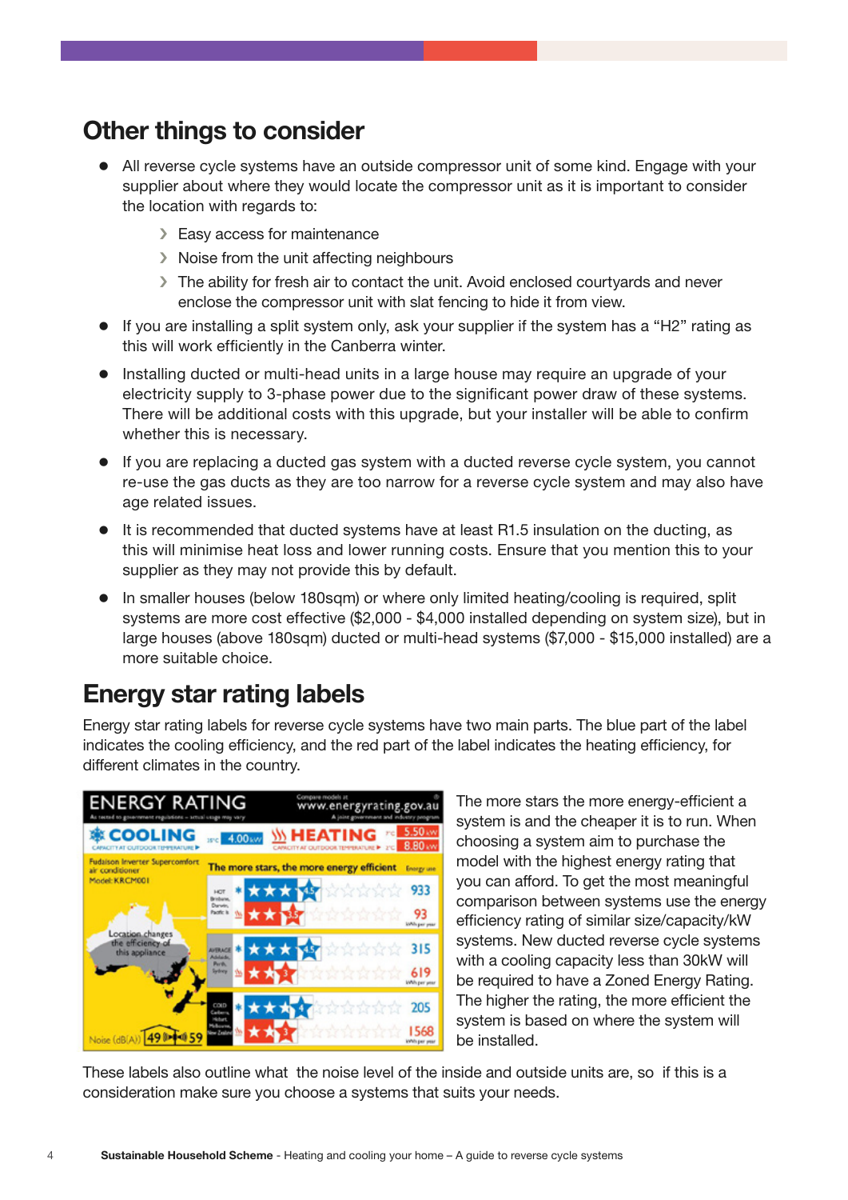## Other things to consider

- All reverse cycle systems have an outside compressor unit of some kind. Engage with your supplier about where they would locate the compressor unit as it is important to consider the location with regards to:
  - Easy access for maintenance
  - Noise from the unit affecting neighbours
  - The ability for fresh air to contact the unit. Avoid enclosed courtyards and never enclose the compressor unit with slat fencing to hide it from view.
- If you are installing a split system only, ask your supplier if the system has a “H2” rating as this will work efficiently in the Canberra winter.
- Installing ducted or multi-head units in a large house may require an upgrade of your electricity supply to 3-phase power due to the significant power draw of these systems. There will be additional costs with this upgrade, but your installer will be able to confirm whether this is necessary.
- If you are replacing a ducted gas system with a ducted reverse cycle system, you cannot re-use the gas ducts as they are too narrow for a reverse cycle system and may also have age related issues.
- It is recommended that ducted systems have at least R1.5 insulation on the ducting, as this will minimise heat loss and lower running costs. Ensure that you mention this to your supplier as they may not provide this by default.
- In smaller houses (below 180sqm) or where only limited heating/cooling is required, split systems are more cost effective ($2,000 - $4,000 installed depending on system size), but in large houses (above 180sqm) ducted or multi-head systems ($7,000 - $15,000 installed) are a more suitable choice.

## Energy star rating labels

Energy star rating labels for reverse cycle systems have two main parts. The blue part of the label indicates the cooling efficiency, and the red part of the label indicates the heating efficiency, for different climates in the country.

The more stars the more energy-efficient a system is and the cheaper it is to run. When choosing a system aim to purchase the model with the highest energy rating that you can afford. To get the most meaningful comparison between systems use the energy efficiency rating of similar size/capacity/kW systems. New ducted reverse cycle systems with a cooling capacity less than 30kW will be required to have a Zoned Energy Rating. The higher the rating, the more efficient the system is based on where the system will be installed.

These labels also outline what  the noise level of the inside and outside units are, so  if this is a consideration make sure you choose a systems that suits your needs.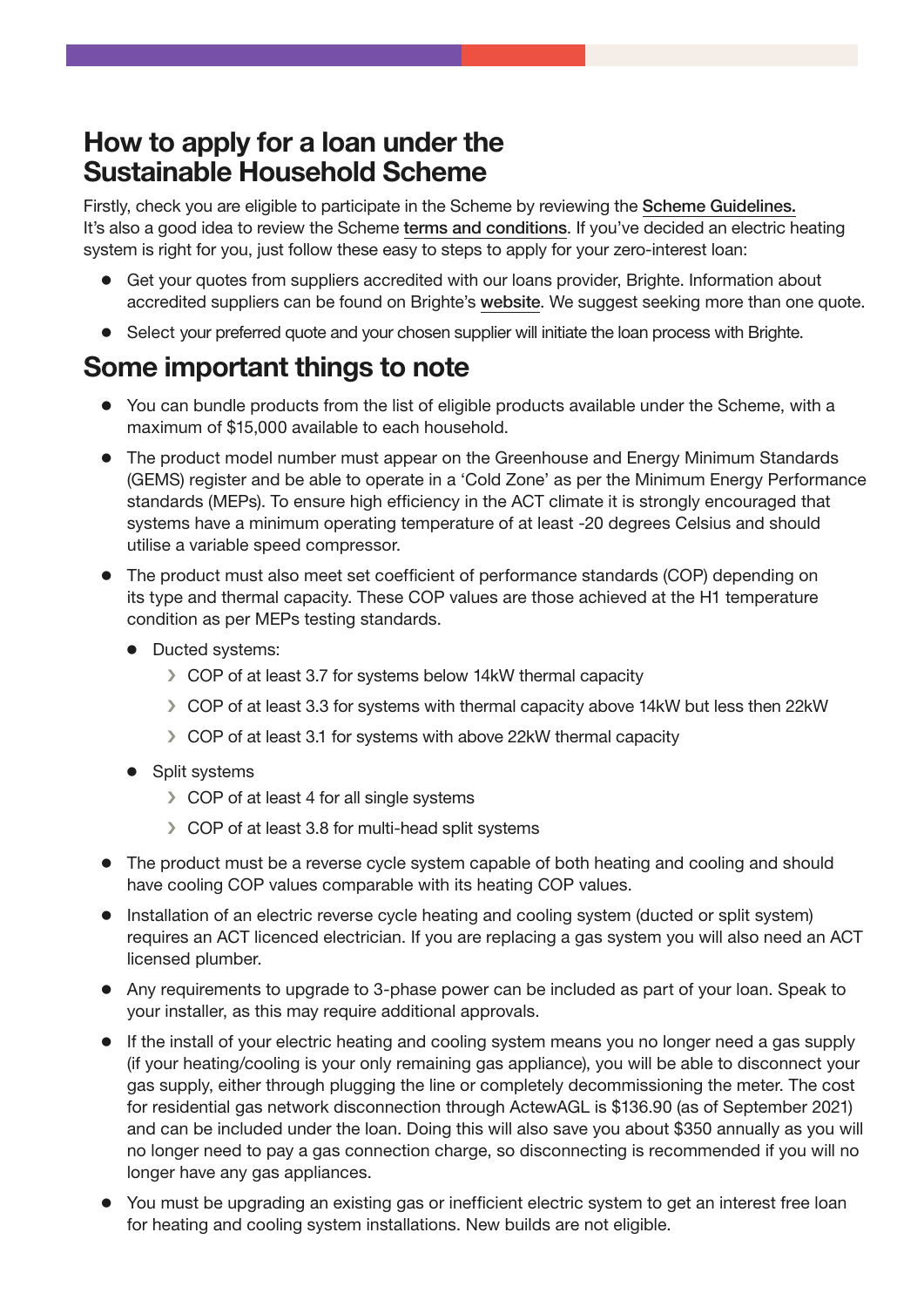## How to apply for a loan under the Sustainable Household Scheme

Firstly, check you are eligible to participate in the Scheme by reviewing the Scheme Guidelines. It's also a good idea to review the Scheme terms and conditions. If you've decided an electric heating system is right for you, just follow these easy to steps to apply for your zero-interest loan:

- Get your quotes from suppliers accredited with our loans provider, Brighte. Information about accredited suppliers can be found on Brighte's website. We suggest seeking more than one quote.
- Select your preferred quote and your chosen supplier will initiate the loan process with Brighte.

## Some important things to note

- You can bundle products from the list of eligible products available under the Scheme, with a maximum of $15,000 available to each household.
- The product model number must appear on the Greenhouse and Energy Minimum Standards (GEMS) register and be able to operate in a 'Cold Zone' as per the Minimum Energy Performance standards (MEPs). To ensure high efficiency in the ACT climate it is strongly encouraged that systems have a minimum operating temperature of at least -20 degrees Celsius and should utilise a variable speed compressor.
- The product must also meet set coefficient of performance standards (COP) depending on its type and thermal capacity. These COP values are those achieved at the H1 temperature condition as per MEPs testing standards.
  - Ducted systems:
    - COP of at least 3.7 for systems below 14kW thermal capacity
    - COP of at least 3.3 for systems with thermal capacity above 14kW but less then 22kW
    - COP of at least 3.1 for systems with above 22kW thermal capacity
  - Split systems
    - COP of at least 4 for all single systems
    - COP of at least 3.8 for multi-head split systems
- The product must be a reverse cycle system capable of both heating and cooling and should have cooling COP values comparable with its heating COP values.
- Installation of an electric reverse cycle heating and cooling system (ducted or split system) requires an ACT licenced electrician. If you are replacing a gas system you will also need an ACT licensed plumber.
- Any requirements to upgrade to 3-phase power can be included as part of your loan. Speak to your installer, as this may require additional approvals.
- If the install of your electric heating and cooling system means you no longer need a gas supply (if your heating/cooling is your only remaining gas appliance), you will be able to disconnect your gas supply, either through plugging the line or completely decommissioning the meter. The cost for residential gas network disconnection through ActewAGL is $136.90 (as of September 2021) and can be included under the loan. Doing this will also save you about $350 annually as you will no longer need to pay a gas connection charge, so disconnecting is recommended if you will no longer have any gas appliances.
- You must be upgrading an existing gas or inefficient electric system to get an interest free loan for heating and cooling system installations. New builds are not eligible.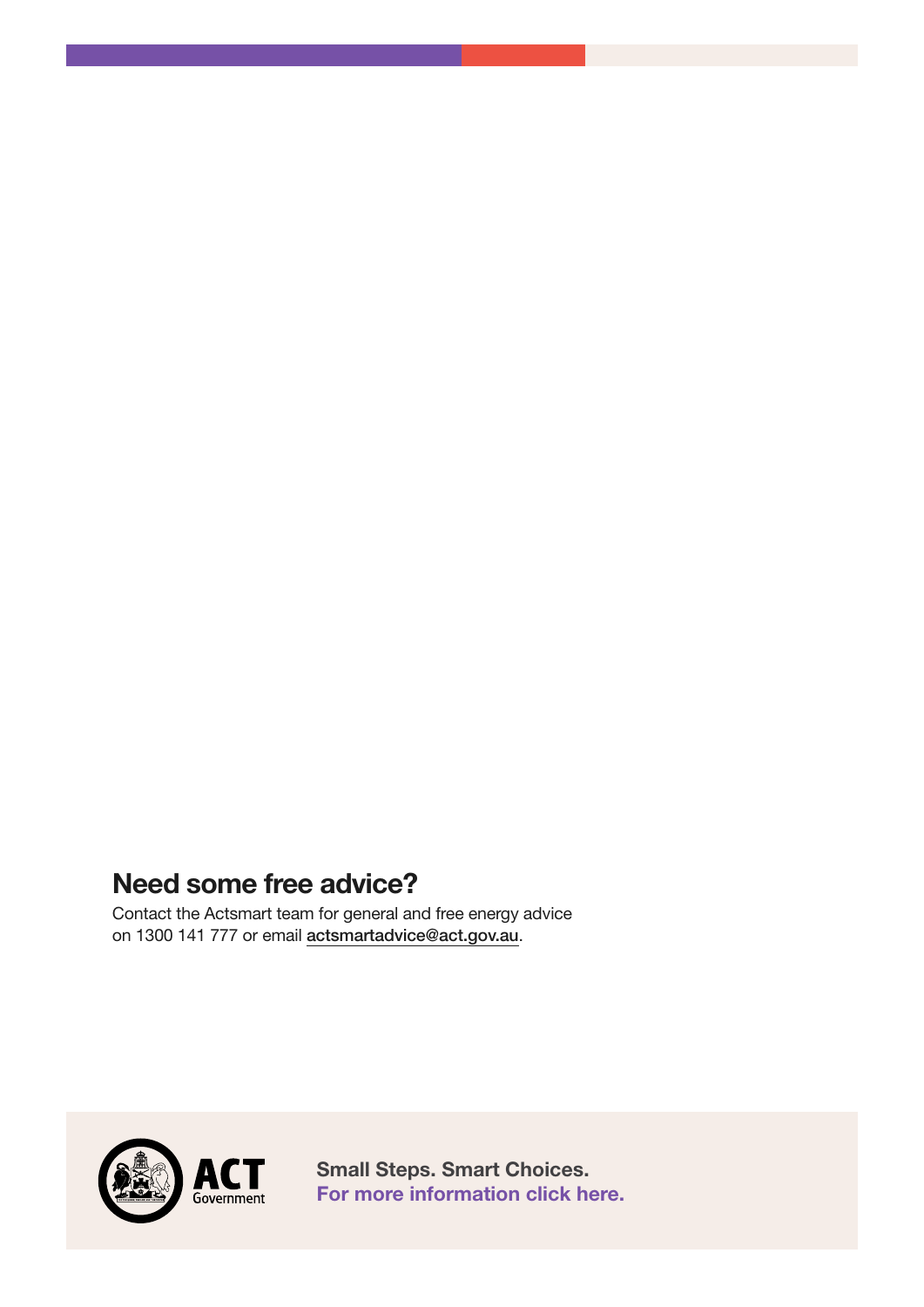## Need some free advice?

Contact the Actsmart team for general and free energy advice on 1300 141 777 or email actsmartadvice@act.gov.au.

ACT Government

**Small Steps. Smart Choices.**
**For more information click here.**